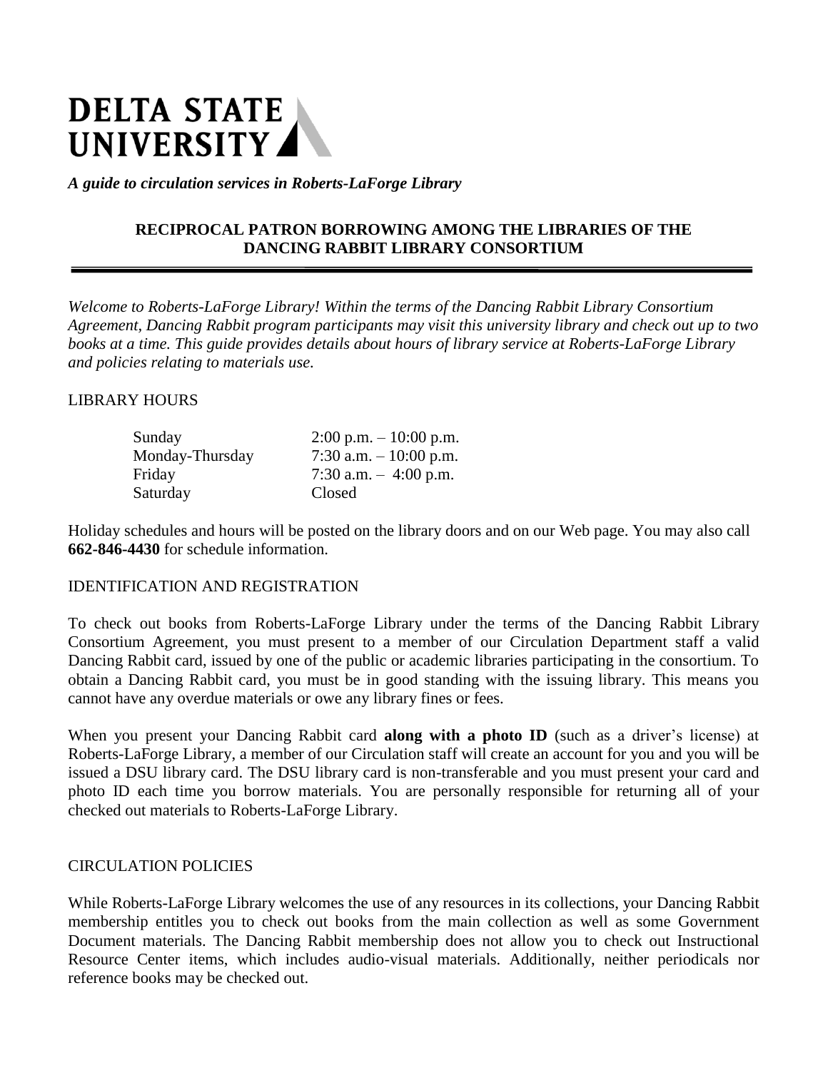# DELTA STATE UNIVERSITY

*A guide to circulation services in Roberts-LaForge Library*

## RECIPROCAL PATRON BORROWING AMONG THE LIBRARIES OF THE DANCING RABBIT LIBRARY CONSORTIUM

*Welcome to Roberts-LaForge Library! Within the terms of the Dancing Rabbit Library Consortium Agreement, Dancing Rabbit program participants may visit this university library and check out up to two books at a time. This guide provides details about hours of library service at Roberts-LaForge Library and policies relating to materials use.*

### LIBRARY HOURS

| | |
|---|---|
| Sunday | 2:00 p.m. – 10:00 p.m. |
| Monday-Thursday | 7:30 a.m. – 10:00 p.m. |
| Friday | 7:30 a.m. – 4:00 p.m. |
| Saturday | Closed |

Holiday schedules and hours will be posted on the library doors and on our Web page. You may also call **662-846-4430** for schedule information.

### IDENTIFICATION AND REGISTRATION

To check out books from Roberts-LaForge Library under the terms of the Dancing Rabbit Library Consortium Agreement, you must present to a member of our Circulation Department staff a valid Dancing Rabbit card, issued by one of the public or academic libraries participating in the consortium. To obtain a Dancing Rabbit card, you must be in good standing with the issuing library. This means you cannot have any overdue materials or owe any library fines or fees.

When you present your Dancing Rabbit card **along with a photo ID** (such as a driver's license) at Roberts-LaForge Library, a member of our Circulation staff will create an account for you and you will be issued a DSU library card. The DSU library card is non-transferable and you must present your card and photo ID each time you borrow materials. You are personally responsible for returning all of your checked out materials to Roberts-LaForge Library.

### CIRCULATION POLICIES

While Roberts-LaForge Library welcomes the use of any resources in its collections, your Dancing Rabbit membership entitles you to check out books from the main collection as well as some Government Document materials. The Dancing Rabbit membership does not allow you to check out Instructional Resource Center items, which includes audio-visual materials. Additionally, neither periodicals nor reference books may be checked out.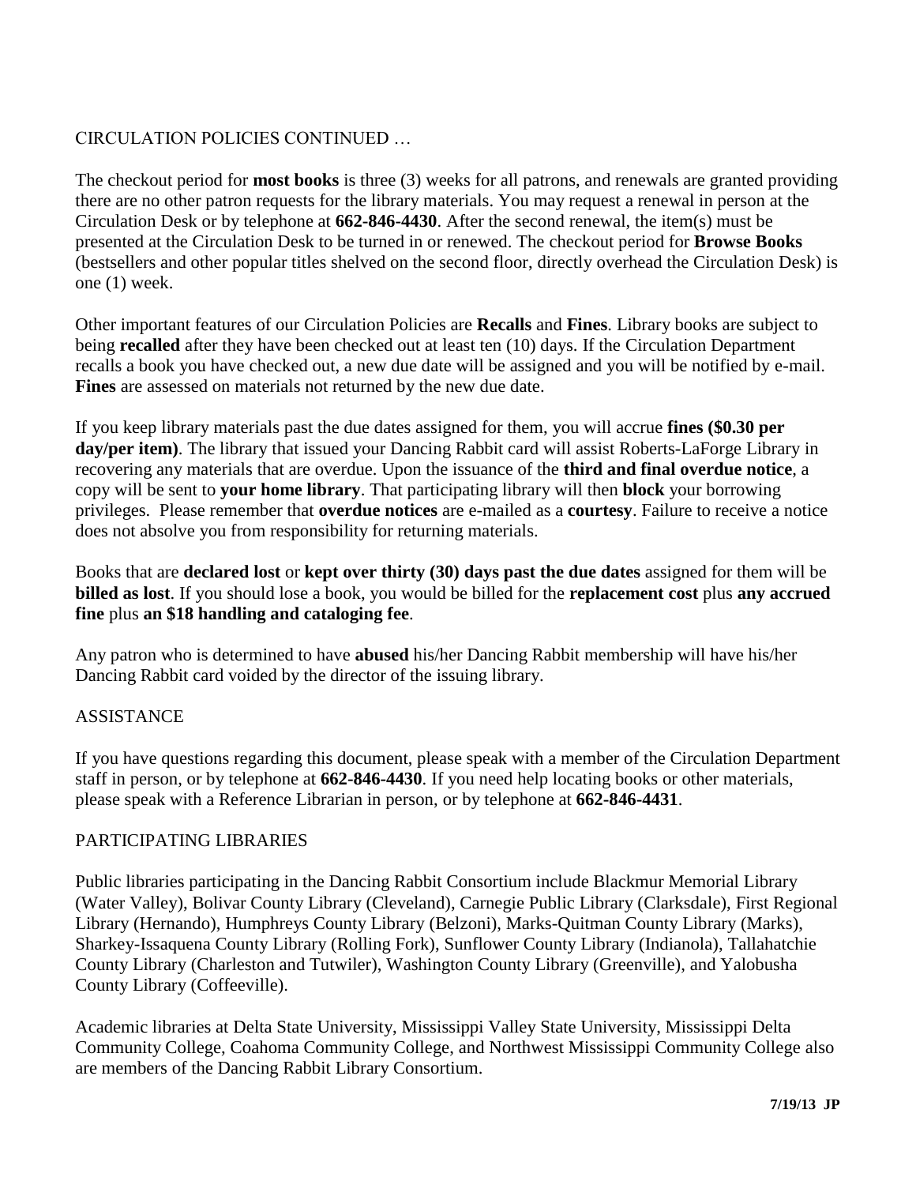## CIRCULATION POLICIES CONTINUED …

The checkout period for **most books** is three (3) weeks for all patrons, and renewals are granted providing there are no other patron requests for the library materials. You may request a renewal in person at the Circulation Desk or by telephone at **662-846-4430**. After the second renewal, the item(s) must be presented at the Circulation Desk to be turned in or renewed. The checkout period for **Browse Books** (bestsellers and other popular titles shelved on the second floor, directly overhead the Circulation Desk) is one (1) week.

Other important features of our Circulation Policies are **Recalls** and **Fines**. Library books are subject to being **recalled** after they have been checked out at least ten (10) days. If the Circulation Department recalls a book you have checked out, a new due date will be assigned and you will be notified by e-mail. **Fines** are assessed on materials not returned by the new due date.

If you keep library materials past the due dates assigned for them, you will accrue **fines ($0.30 per day/per item)**. The library that issued your Dancing Rabbit card will assist Roberts-LaForge Library in recovering any materials that are overdue. Upon the issuance of the **third and final overdue notice**, a copy will be sent to **your home library**. That participating library will then **block** your borrowing privileges. Please remember that **overdue notices** are e-mailed as a **courtesy**. Failure to receive a notice does not absolve you from responsibility for returning materials.

Books that are **declared lost** or **kept over thirty (30) days past the due dates** assigned for them will be **billed as lost**. If you should lose a book, you would be billed for the **replacement cost** plus **any accrued fine** plus **an $18 handling and cataloging fee**.

Any patron who is determined to have **abused** his/her Dancing Rabbit membership will have his/her Dancing Rabbit card voided by the director of the issuing library.

## ASSISTANCE

If you have questions regarding this document, please speak with a member of the Circulation Department staff in person, or by telephone at **662-846-4430**. If you need help locating books or other materials, please speak with a Reference Librarian in person, or by telephone at **662-846-4431**.

## PARTICIPATING LIBRARIES

Public libraries participating in the Dancing Rabbit Consortium include Blackmur Memorial Library (Water Valley), Bolivar County Library (Cleveland), Carnegie Public Library (Clarksdale), First Regional Library (Hernando), Humphreys County Library (Belzoni), Marks-Quitman County Library (Marks), Sharkey-Issaquena County Library (Rolling Fork), Sunflower County Library (Indianola), Tallahatchie County Library (Charleston and Tutwiler), Washington County Library (Greenville), and Yalobusha County Library (Coffeeville).

Academic libraries at Delta State University, Mississippi Valley State University, Mississippi Delta Community College, Coahoma Community College, and Northwest Mississippi Community College also are members of the Dancing Rabbit Library Consortium.

**7/19/13 JP**